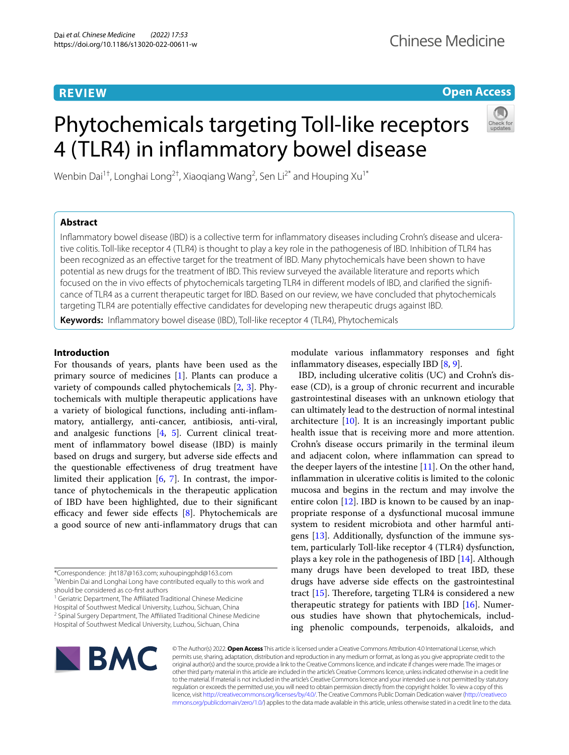REVIEW

Open Access

# Phytochemicals targeting Toll-like receptors 4 (TLR4) in inflammatory bowel disease

Wenbin Dai[1†], Longhai Long[2†], Xiaoqiang Wang[2], Sen Li[2*] and Houping Xu[1*]

## Abstract

Inflammatory bowel disease (IBD) is a collective term for inflammatory diseases including Crohn's disease and ulcerative colitis. Toll-like receptor 4 (TLR4) is thought to play a key role in the pathogenesis of IBD. Inhibition of TLR4 has been recognized as an effective target for the treatment of IBD. Many phytochemicals have been shown to have potential as new drugs for the treatment of IBD. This review surveyed the available literature and reports which focused on the in vivo effects of phytochemicals targeting TLR4 in different models of IBD, and clarified the significance of TLR4 as a current therapeutic target for IBD. Based on our review, we have concluded that phytochemicals targeting TLR4 are potentially effective candidates for developing new therapeutic drugs against IBD.

**Keywords:** Inflammatory bowel disease (IBD), Toll-like receptor 4 (TLR4), Phytochemicals

## Introduction

For thousands of years, plants have been used as the primary source of medicines [1]. Plants can produce a variety of compounds called phytochemicals [2, 3]. Phytochemicals with multiple therapeutic applications have a variety of biological functions, including anti-inflammatory, antiallergy, anti-cancer, antibiosis, anti-viral, and analgesic functions [4, 5]. Current clinical treatment of inflammatory bowel disease (IBD) is mainly based on drugs and surgery, but adverse side effects and the questionable effectiveness of drug treatment have limited their application [6, 7]. In contrast, the importance of phytochemicals in the therapeutic application of IBD have been highlighted, due to their significant efficacy and fewer side effects [8]. Phytochemicals are a good source of new anti-inflammatory drugs that can modulate various inflammatory responses and fight inflammatory diseases, especially IBD [8, 9].

IBD, including ulcerative colitis (UC) and Crohn's disease (CD), is a group of chronic recurrent and incurable gastrointestinal diseases with an unknown etiology that can ultimately lead to the destruction of normal intestinal architecture [10]. It is an increasingly important public health issue that is receiving more and more attention. Crohn's disease occurs primarily in the terminal ileum and adjacent colon, where inflammation can spread to the deeper layers of the intestine [11]. On the other hand, inflammation in ulcerative colitis is limited to the colonic mucosa and begins in the rectum and may involve the entire colon [12]. IBD is known to be caused by an inappropriate response of a dysfunctional mucosal immune system to resident microbiota and other harmful antigens [13]. Additionally, dysfunction of the immune system, particularly Toll-like receptor 4 (TLR4) dysfunction, plays a key role in the pathogenesis of IBD [14]. Although many drugs have been developed to treat IBD, these drugs have adverse side effects on the gastrointestinal tract [15]. Therefore, targeting TLR4 is considered a new therapeutic strategy for patients with IBD [16]. Numerous studies have shown that phytochemicals, including phenolic compounds, terpenoids, alkaloids, and

*Correspondence: jht187@163.com; xuhoupingphd@163.com

†Wenbin Dai and Longhai Long have contributed equally to this work and should be considered as co-first authors

[1] Geriatric Department, The Affiliated Traditional Chinese Medicine Hospital of Southwest Medical University, Luzhou, Sichuan, China

[2] Spinal Surgery Department, The Affiliated Traditional Chinese Medicine Hospital of Southwest Medical University, Luzhou, Sichuan, China

© The Author(s) 2022. **Open Access** This article is licensed under a Creative Commons Attribution 4.0 International License, which permits use, sharing, adaptation, distribution and reproduction in any medium or format, as long as you give appropriate credit to the original author(s) and the source, provide a link to the Creative Commons licence, and indicate if changes were made. The images or other third party material in this article are included in the article's Creative Commons licence, unless indicated otherwise in a credit line to the material. If material is not included in the article's Creative Commons licence and your intended use is not permitted by statutory regulation or exceeds the permitted use, you will need to obtain permission directly from the copyright holder. To view a copy of this licence, visit http://creativecommons.org/licenses/by/4.0/. The Creative Commons Public Domain Dedication waiver (http://creativecommons.org/publicdomain/zero/1.0/) applies to the data made available in this article, unless otherwise stated in a credit line to the data.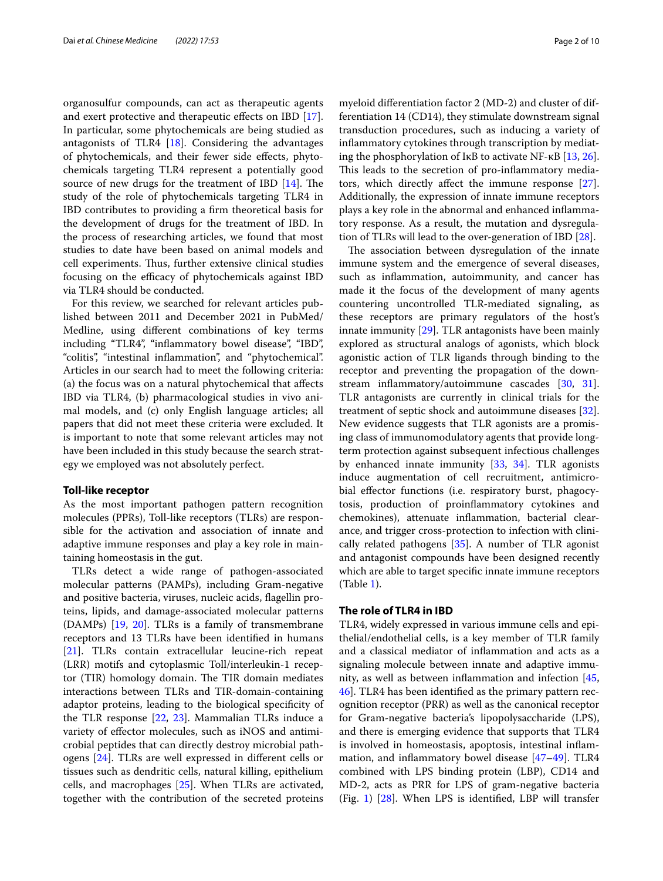organosulfur compounds, can act as therapeutic agents and exert protective and therapeutic effects on IBD [17]. In particular, some phytochemicals are being studied as antagonists of TLR4 [18]. Considering the advantages of phytochemicals, and their fewer side effects, phytochemicals targeting TLR4 represent a potentially good source of new drugs for the treatment of IBD [14]. The study of the role of phytochemicals targeting TLR4 in IBD contributes to providing a firm theoretical basis for the development of drugs for the treatment of IBD. In the process of researching articles, we found that most studies to date have been based on animal models and cell experiments. Thus, further extensive clinical studies focusing on the efficacy of phytochemicals against IBD via TLR4 should be conducted.

For this review, we searched for relevant articles published between 2011 and December 2021 in PubMed/Medline, using different combinations of key terms including "TLR4", "inflammatory bowel disease", "IBD", "colitis", "intestinal inflammation", and "phytochemical". Articles in our search had to meet the following criteria: (a) the focus was on a natural phytochemical that affects IBD via TLR4, (b) pharmacological studies in vivo animal models, and (c) only English language articles; all papers that did not meet these criteria were excluded. It is important to note that some relevant articles may not have been included in this study because the search strategy we employed was not absolutely perfect.

## Toll-like receptor

As the most important pathogen pattern recognition molecules (PPRs), Toll-like receptors (TLRs) are responsible for the activation and association of innate and adaptive immune responses and play a key role in maintaining homeostasis in the gut.

TLRs detect a wide range of pathogen-associated molecular patterns (PAMPs), including Gram-negative and positive bacteria, viruses, nucleic acids, flagellin proteins, lipids, and damage-associated molecular patterns (DAMPs) [19, 20]. TLRs is a family of transmembrane receptors and 13 TLRs have been identified in humans [21]. TLRs contain extracellular leucine-rich repeat (LRR) motifs and cytoplasmic Toll/interleukin-1 receptor (TIR) homology domain. The TIR domain mediates interactions between TLRs and TIR-domain-containing adaptor proteins, leading to the biological specificity of the TLR response [22, 23]. Mammalian TLRs induce a variety of effector molecules, such as iNOS and antimicrobial peptides that can directly destroy microbial pathogens [24]. TLRs are well expressed in different cells or tissues such as dendritic cells, natural killing, epithelium cells, and macrophages [25]. When TLRs are activated, together with the contribution of the secreted proteins myeloid differentiation factor 2 (MD-2) and cluster of differentiation 14 (CD14), they stimulate downstream signal transduction procedures, such as inducing a variety of inflammatory cytokines through transcription by mediating the phosphorylation of IκB to activate NF-κB [13, 26]. This leads to the secretion of pro-inflammatory mediators, which directly affect the immune response [27]. Additionally, the expression of innate immune receptors plays a key role in the abnormal and enhanced inflammatory response. As a result, the mutation and dysregulation of TLRs will lead to the over-generation of IBD [28].

The association between dysregulation of the innate immune system and the emergence of several diseases, such as inflammation, autoimmunity, and cancer has made it the focus of the development of many agents countering uncontrolled TLR-mediated signaling, as these receptors are primary regulators of the host's innate immunity [29]. TLR antagonists have been mainly explored as structural analogs of agonists, which block agonistic action of TLR ligands through binding to the receptor and preventing the propagation of the downstream inflammatory/autoimmune cascades [30, 31]. TLR antagonists are currently in clinical trials for the treatment of septic shock and autoimmune diseases [32]. New evidence suggests that TLR agonists are a promising class of immunomodulatory agents that provide long-term protection against subsequent infectious challenges by enhanced innate immunity [33, 34]. TLR agonists induce augmentation of cell recruitment, antimicrobial effector functions (i.e. respiratory burst, phagocytosis, production of proinflammatory cytokines and chemokines), attenuate inflammation, bacterial clearance, and trigger cross-protection to infection with clinically related pathogens [35]. A number of TLR agonist and antagonist compounds have been designed recently which are able to target specific innate immune receptors (Table 1).

## The role of TLR4 in IBD

TLR4, widely expressed in various immune cells and epithelial/endothelial cells, is a key member of TLR family and a classical mediator of inflammation and acts as a signaling molecule between innate and adaptive immunity, as well as between inflammation and infection [45, 46]. TLR4 has been identified as the primary pattern recognition receptor (PRR) as well as the canonical receptor for Gram-negative bacteria's lipopolysaccharide (LPS), and there is emerging evidence that supports that TLR4 is involved in homeostasis, apoptosis, intestinal inflammation, and inflammatory bowel disease [47–49]. TLR4 combined with LPS binding protein (LBP), CD14 and MD-2, acts as PRR for LPS of gram-negative bacteria (Fig. 1) [28]. When LPS is identified, LBP will transfer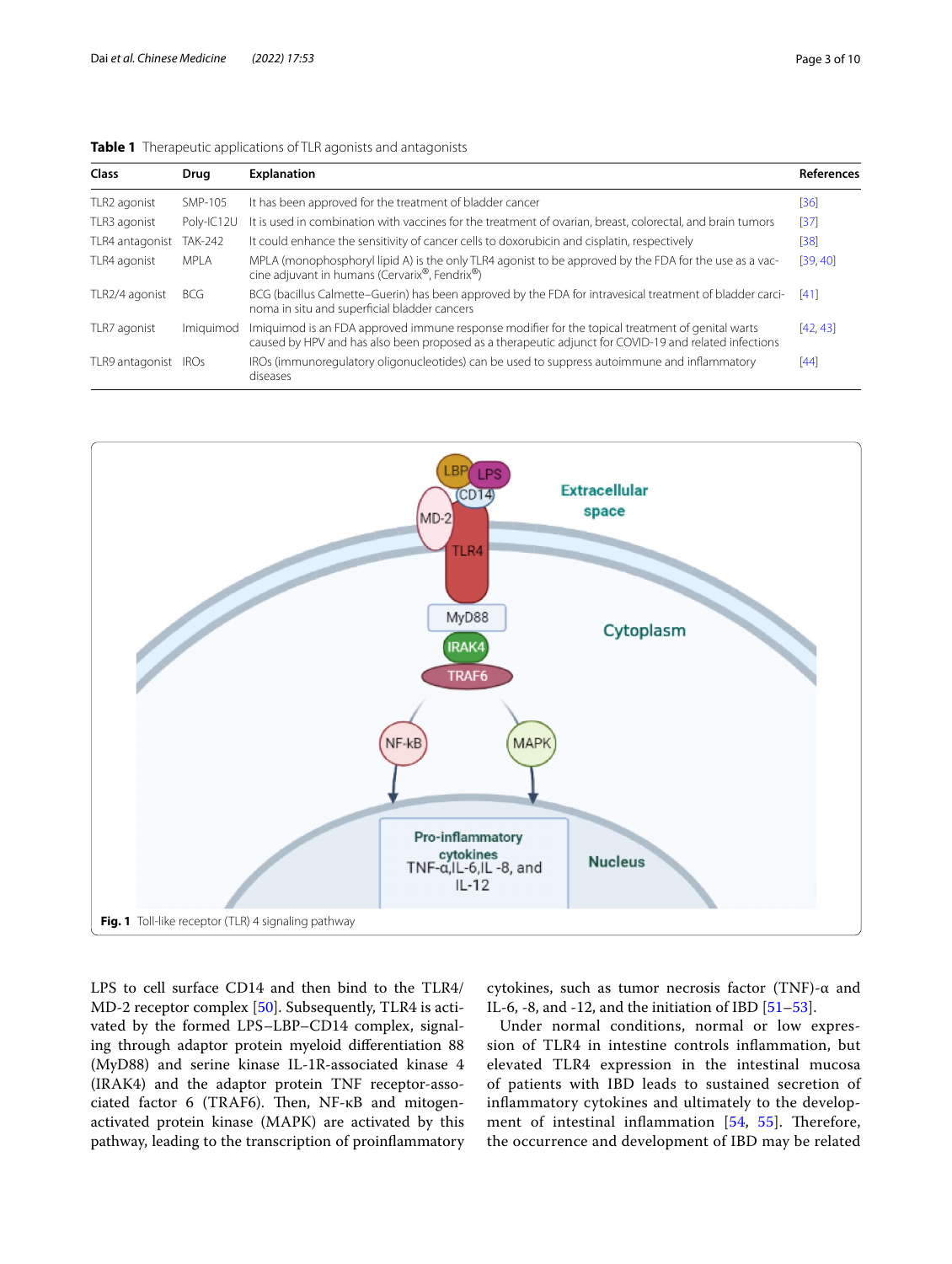**Table 1** Therapeutic applications of TLR agonists and antagonists

| Class | Drug | Explanation | References |
|---|---|---|---|
| TLR2 agonist | SMP-105 | It has been approved for the treatment of bladder cancer | [36] |
| TLR3 agonist | Poly-IC12U | It is used in combination with vaccines for the treatment of ovarian, breast, colorectal, and brain tumors | [37] |
| TLR4 antagonist | TAK-242 | It could enhance the sensitivity of cancer cells to doxorubicin and cisplatin, respectively | [38] |
| TLR4 agonist | MPLA | MPLA (monophosphoryl lipid A) is the only TLR4 agonist to be approved by the FDA for the use as a vaccine adjuvant in humans (Cervarix®, Fendrix®) | [39, 40] |
| TLR2/4 agonist | BCG | BCG (bacillus Calmette–Guerin) has been approved by the FDA for intravesical treatment of bladder carcinoma in situ and superficial bladder cancers | [41] |
| TLR7 agonist | Imiquimod | Imiquimod is an FDA approved immune response modifier for the topical treatment of genital warts caused by HPV and has also been proposed as a therapeutic adjunct for COVID-19 and related infections | [42, 43] |
| TLR9 antagonist | IROs | IROs (immunoregulatory oligonucleotides) can be used to suppress autoimmune and inflammatory diseases | [44] |

**Fig. 1** Toll-like receptor (TLR) 4 signaling pathway

LPS to cell surface CD14 and then bind to the TLR4/MD-2 receptor complex [50]. Subsequently, TLR4 is activated by the formed LPS–LBP–CD14 complex, signaling through adaptor protein myeloid differentiation 88 (MyD88) and serine kinase IL-1R-associated kinase 4 (IRAK4) and the adaptor protein TNF receptor-associated factor 6 (TRAF6). Then, NF-κB and mitogen-activated protein kinase (MAPK) are activated by this pathway, leading to the transcription of proinflammatory cytokines, such as tumor necrosis factor (TNF)-α and IL-6, -8, and -12, and the initiation of IBD [51–53].

Under normal conditions, normal or low expression of TLR4 in intestine controls inflammation, but elevated TLR4 expression in the intestinal mucosa of patients with IBD leads to sustained secretion of inflammatory cytokines and ultimately to the development of intestinal inflammation [54, 55]. Therefore, the occurrence and development of IBD may be related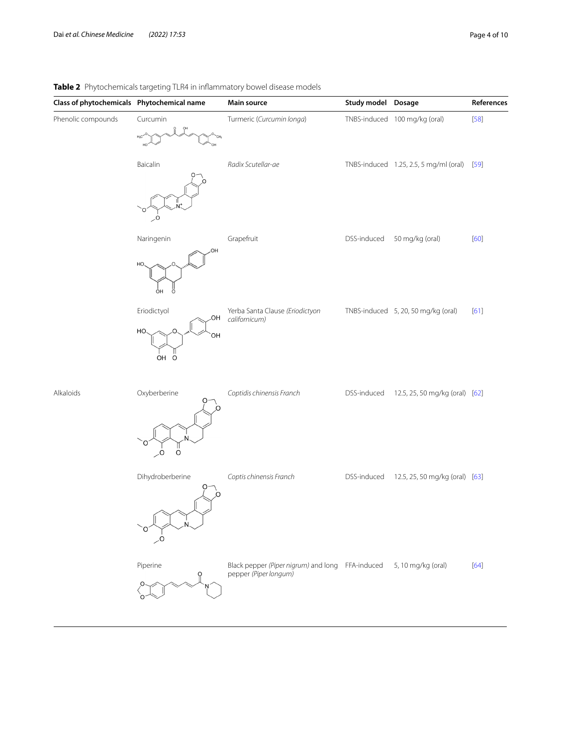**Table 2** Phytochemicals targeting TLR4 in inflammatory bowel disease models

| Class of phytochemicals | Phytochemical name | Main source | Study model | Dosage | References |
|---|---|---|---|---|---|
| Phenolic compounds | Curcumin | Turmeric (*Curcumin longa*) | TNBS-induced | 100 mg/kg (oral) | [58] |
| | Baicalin | *Radix Scutellar-ae* | TNBS-induced | 1.25, 2.5, 5 mg/ml (oral) | [59] |
| | Naringenin | Grapefruit | DSS-induced | 50 mg/kg (oral) | [60] |
| | Eriodictyol | Yerba Santa Clause *(Eriodictyon californicum)* | TNBS-induced | 5, 20, 50 mg/kg (oral) | [61] |
| Alkaloids | Oxyberberine | *Coptidis chinensis Franch* | DSS-induced | 12.5, 25, 50 mg/kg (oral) | [62] |
| | Dihydroberberine | *Coptis chinensis Franch* | DSS-induced | 12.5, 25, 50 mg/kg (oral) | [63] |
| | Piperine | Black pepper *(Piper nigrum)* and long pepper *(Piper longum)* | FFA-induced | 5, 10 mg/kg (oral) | [64] |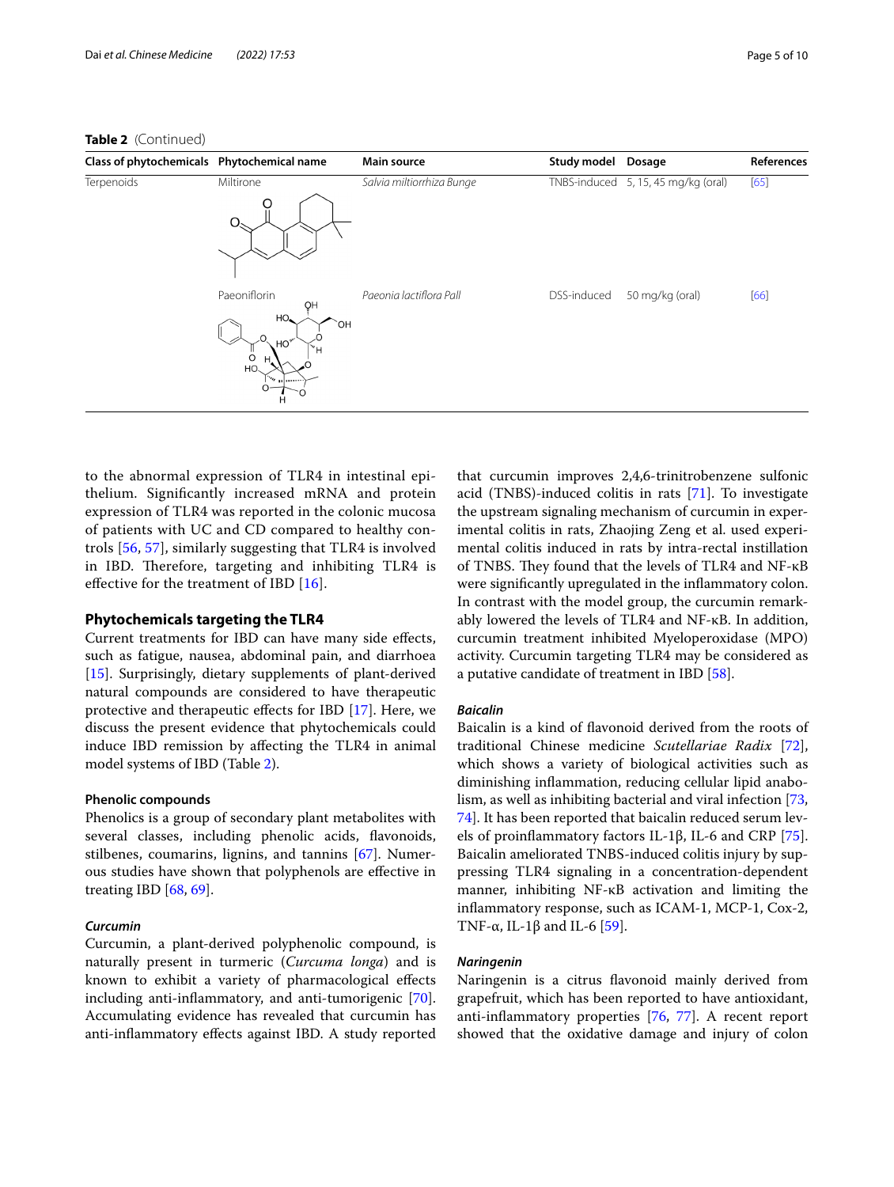**Table 2** (Continued)

| Class of phytochemicals | Phytochemical name | Main source | Study model | Dosage | References |
|---|---|---|---|---|---|
| Terpenoids | Miltirone | *Salvia miltiorrhiza Bunge* | TNBS-induced | 5, 15, 45 mg/kg (oral) | [65] |
| | Paeoniflorin | *Paeonia lactiflora Pall* | DSS-induced | 50 mg/kg (oral) | [66] |

to the abnormal expression of TLR4 in intestinal epithelium. Significantly increased mRNA and protein expression of TLR4 was reported in the colonic mucosa of patients with UC and CD compared to healthy controls [56, 57], similarly suggesting that TLR4 is involved in IBD. Therefore, targeting and inhibiting TLR4 is effective for the treatment of IBD [16].

## Phytochemicals targeting the TLR4

Current treatments for IBD can have many side effects, such as fatigue, nausea, abdominal pain, and diarrhoea [15]. Surprisingly, dietary supplements of plant-derived natural compounds are considered to have therapeutic protective and therapeutic effects for IBD [17]. Here, we discuss the present evidence that phytochemicals could induce IBD remission by affecting the TLR4 in animal model systems of IBD (Table 2).

### Phenolic compounds

Phenolics is a group of secondary plant metabolites with several classes, including phenolic acids, flavonoids, stilbenes, coumarins, lignins, and tannins [67]. Numerous studies have shown that polyphenols are effective in treating IBD [68, 69].

#### *Curcumin*

Curcumin, a plant-derived polyphenolic compound, is naturally present in turmeric (*Curcuma longa*) and is known to exhibit a variety of pharmacological effects including anti-inflammatory, and anti-tumorigenic [70]. Accumulating evidence has revealed that curcumin has anti-inflammatory effects against IBD. A study reported that curcumin improves 2,4,6-trinitrobenzene sulfonic acid (TNBS)-induced colitis in rats [71]. To investigate the upstream signaling mechanism of curcumin in experimental colitis in rats, Zhaojing Zeng et al. used experimental colitis induced in rats by intra-rectal instillation of TNBS. They found that the levels of TLR4 and NF-κB were significantly upregulated in the inflammatory colon. In contrast with the model group, the curcumin remarkably lowered the levels of TLR4 and NF-κB. In addition, curcumin treatment inhibited Myeloperoxidase (MPO) activity. Curcumin targeting TLR4 may be considered as a putative candidate of treatment in IBD [58].

#### *Baicalin*

Baicalin is a kind of flavonoid derived from the roots of traditional Chinese medicine *Scutellariae Radix* [72], which shows a variety of biological activities such as diminishing inflammation, reducing cellular lipid anabolism, as well as inhibiting bacterial and viral infection [73, 74]. It has been reported that baicalin reduced serum levels of proinflammatory factors IL-1β, IL-6 and CRP [75]. Baicalin ameliorated TNBS-induced colitis injury by suppressing TLR4 signaling in a concentration-dependent manner, inhibiting NF-κB activation and limiting the inflammatory response, such as ICAM-1, MCP-1, Cox-2, TNF-α, IL-1β and IL-6 [59].

#### *Naringenin*

Naringenin is a citrus flavonoid mainly derived from grapefruit, which has been reported to have antioxidant, anti-inflammatory properties [76, 77]. A recent report showed that the oxidative damage and injury of colon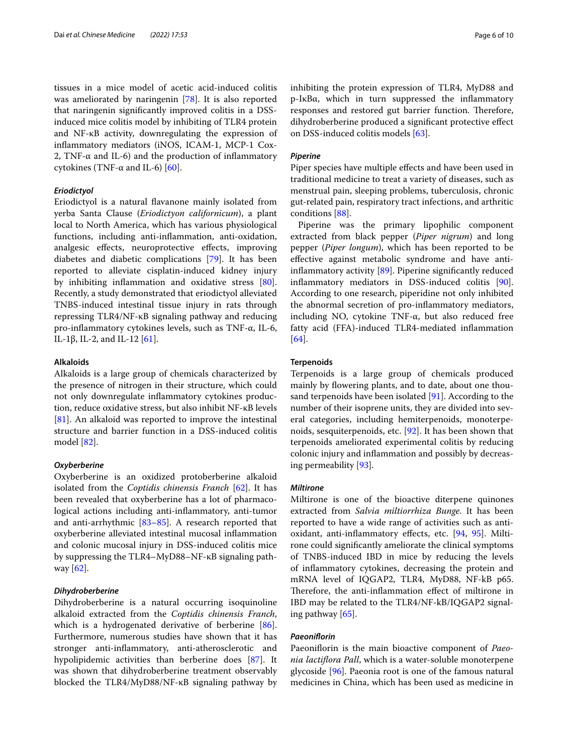tissues in a mice model of acetic acid-induced colitis was ameliorated by naringenin [78]. It is also reported that naringenin significantly improved colitis in a DSS-induced mice colitis model by inhibiting of TLR4 protein and NF-κB activity, downregulating the expression of inflammatory mediators (iNOS, ICAM-1, MCP-1 Cox-2, TNF-α and IL-6) and the production of inflammatory cytokines (TNF-α and IL-6) [60].

#### *Eriodictyol*

Eriodictyol is a natural flavanone mainly isolated from yerba Santa Clause (*Eriodictyon californicum*), a plant local to North America, which has various physiological functions, including anti-inflammation, anti-oxidation, analgesic effects, neuroprotective effects, improving diabetes and diabetic complications [79]. It has been reported to alleviate cisplatin-induced kidney injury by inhibiting inflammation and oxidative stress [80]. Recently, a study demonstrated that eriodictyol alleviated TNBS-induced intestinal tissue injury in rats through repressing TLR4/NF-κB signaling pathway and reducing pro-inflammatory cytokines levels, such as TNF-α, IL-6, IL-1β, IL-2, and IL-12 [61].

### Alkaloids

Alkaloids is a large group of chemicals characterized by the presence of nitrogen in their structure, which could not only downregulate inflammatory cytokines production, reduce oxidative stress, but also inhibit NF-κB levels [81]. An alkaloid was reported to improve the intestinal structure and barrier function in a DSS-induced colitis model [82].

#### *Oxyberberine*

Oxyberberine is an oxidized protoberberine alkaloid isolated from the *Coptidis chinensis Franch* [62]. It has been revealed that oxyberberine has a lot of pharmacological actions including anti-inflammatory, anti-tumor and anti-arrhythmic [83–85]. A research reported that oxyberberine alleviated intestinal mucosal inflammation and colonic mucosal injury in DSS-induced colitis mice by suppressing the TLR4–MyD88–NF-κB signaling pathway [62].

#### *Dihydroberberine*

Dihydroberberine is a natural occurring isoquinoline alkaloid extracted from the *Coptidis chinensis Franch*, which is a hydrogenated derivative of berberine [86]. Furthermore, numerous studies have shown that it has stronger anti-inflammatory, anti-atherosclerotic and hypolipidemic activities than berberine does [87]. It was shown that dihydroberberine treatment observably blocked the TLR4/MyD88/NF-κB signaling pathway by inhibiting the protein expression of TLR4, MyD88 and p-IκBα, which in turn suppressed the inflammatory responses and restored gut barrier function. Therefore, dihydroberberine produced a significant protective effect on DSS-induced colitis models [63].

#### *Piperine*

Piper species have multiple effects and have been used in traditional medicine to treat a variety of diseases, such as menstrual pain, sleeping problems, tuberculosis, chronic gut-related pain, respiratory tract infections, and arthritic conditions [88].

Piperine was the primary lipophilic component extracted from black pepper (*Piper nigrum*) and long pepper (*Piper longum*), which has been reported to be effective against metabolic syndrome and have anti-inflammatory activity [89]. Piperine significantly reduced inflammatory mediators in DSS-induced colitis [90]. According to one research, piperidine not only inhibited the abnormal secretion of pro-inflammatory mediators, including NO, cytokine TNF-α, but also reduced free fatty acid (FFA)-induced TLR4-mediated inflammation [64].

### Terpenoids

Terpenoids is a large group of chemicals produced mainly by flowering plants, and to date, about one thousand terpenoids have been isolated [91]. According to the number of their isoprene units, they are divided into several categories, including hemiterpenoids, monoterpenoids, sesquiterpenoids, etc. [92]. It has been shown that terpenoids ameliorated experimental colitis by reducing colonic injury and inflammation and possibly by decreasing permeability [93].

#### *Miltirone*

Miltirone is one of the bioactive diterpene quinones extracted from *Salvia miltiorrhiza Bunge.* It has been reported to have a wide range of activities such as anti-oxidant, anti-inflammatory effects, etc. [94, 95]. Miltirone could significantly ameliorate the clinical symptoms of TNBS-induced IBD in mice by reducing the levels of inflammatory cytokines, decreasing the protein and mRNA level of IQGAP2, TLR4, MyD88, NF-kB p65. Therefore, the anti-inflammation effect of miltirone in IBD may be related to the TLR4/NF-kB/IQGAP2 signaling pathway [65].

#### *Paeoniflorin*

Paeoniflorin is the main bioactive component of *Paeonia lactiflora Pall*, which is a water-soluble monoterpene glycoside [96]. Paeonia root is one of the famous natural medicines in China, which has been used as medicine in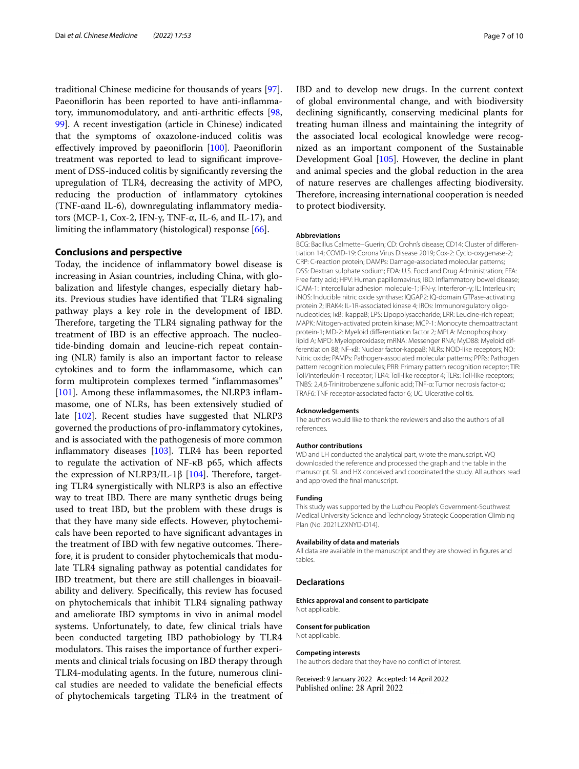traditional Chinese medicine for thousands of years [97]. Paeoniflorin has been reported to have anti-inflammatory, immunomodulatory, and anti-arthritic effects [98, 99]. A recent investigation (article in Chinese) indicated that the symptoms of oxazolone-induced colitis was effectively improved by paeoniflorin [100]. Paeoniflorin treatment was reported to lead to significant improvement of DSS-induced colitis by significantly reversing the upregulation of TLR4, decreasing the activity of MPO, reducing the production of inflammatory cytokines (TNF-αand IL-6), downregulating inflammatory mediators (MCP-1, Cox-2, IFN-γ, TNF-α, IL-6, and IL-17), and limiting the inflammatory (histological) response [66].

## Conclusions and perspective

Today, the incidence of inflammatory bowel disease is increasing in Asian countries, including China, with globalization and lifestyle changes, especially dietary habits. Previous studies have identified that TLR4 signaling pathway plays a key role in the development of IBD. Therefore, targeting the TLR4 signaling pathway for the treatment of IBD is an effective approach. The nucleotide-binding domain and leucine-rich repeat containing (NLR) family is also an important factor to release cytokines and to form the inflammasome, which can form multiprotein complexes termed "inflammasomes" [101]. Among these inflammasomes, the NLRP3 inflammasome, one of NLRs, has been extensively studied of late [102]. Recent studies have suggested that NLRP3 governed the productions of pro-inflammatory cytokines, and is associated with the pathogenesis of more common inflammatory diseases [103]. TLR4 has been reported to regulate the activation of NF-κB p65, which affects the expression of NLRP3/IL-1β [104]. Therefore, targeting TLR4 synergistically with NLRP3 is also an effective way to treat IBD. There are many synthetic drugs being used to treat IBD, but the problem with these drugs is that they have many side effects. However, phytochemicals have been reported to have significant advantages in the treatment of IBD with few negative outcomes. Therefore, it is prudent to consider phytochemicals that modulate TLR4 signaling pathway as potential candidates for IBD treatment, but there are still challenges in bioavailability and delivery. Specifically, this review has focused on phytochemicals that inhibit TLR4 signaling pathway and ameliorate IBD symptoms in vivo in animal model systems. Unfortunately, to date, few clinical trials have been conducted targeting IBD pathobiology by TLR4 modulators. This raises the importance of further experiments and clinical trials focusing on IBD therapy through TLR4-modulating agents. In the future, numerous clinical studies are needed to validate the beneficial effects of phytochemicals targeting TLR4 in the treatment of IBD and to develop new drugs. In the current context of global environmental change, and with biodiversity declining significantly, conserving medicinal plants for treating human illness and maintaining the integrity of the associated local ecological knowledge were recognized as an important component of the Sustainable Development Goal [105]. However, the decline in plant and animal species and the global reduction in the area of nature reserves are challenges affecting biodiversity. Therefore, increasing international cooperation is needed to protect biodiversity.

### Abbreviations

BCG: Bacillus Calmette–Guerin; CD: Crohn's disease; CD14: Cluster of differentiation 14; COVID-19: Corona Virus Disease 2019; Cox-2: Cyclo-oxygenase-2; CRP: C-reaction protein; DAMPs: Damage-associated molecular patterns; DSS: Dextran sulphate sodium; FDA: U.S. Food and Drug Administration; FFA: Free fatty acid; HPV: Human papillomavirus; IBD: Inflammatory bowel disease; ICAM-1: Intercellular adhesion molecule-1; IFN-γ: Interferon-γ; IL: Interleukin; iNOS: Inducible nitric oxide synthase; IQGAP2: IQ-domain GTPase-activating protein 2; IRAK4: IL-1R-associated kinase 4; IROs: Immunoregulatory oligonucleotides; IκB: IkappaB; LPS: Lipopolysaccharide; LRR: Leucine-rich repeat; MAPK: Mitogen-activated protein kinase; MCP-1: Monocyte chemoattractant protein-1; MD-2: Myeloid differentiation factor 2; MPLA: Monophosphoryl lipid A; MPO: Myeloperoxidase; mRNA: Messenger RNA; MyD88: Myeloid differentiation 88; NF-κB: Nuclear factor-kappaB; NLRs: NOD-like receptors; NO: Nitric oxide; PAMPs: Pathogen-associated molecular patterns; PPRs: Pathogen pattern recognition molecules; PRR: Primary pattern recognition receptor; TIR: Toll/interleukin-1 receptor; TLR4: Toll-like receptor 4; TLRs: Toll-like receptors; TNBS: 2,4,6-Trinitrobenzene sulfonic acid; TNF-α: Tumor necrosis factor-α; TRAF6: TNF receptor-associated factor 6; UC: Ulcerative colitis.

### Acknowledgements

The authors would like to thank the reviewers and also the authors of all references.

### Author contributions

WD and LH conducted the analytical part, wrote the manuscript. WQ downloaded the reference and processed the graph and the table in the manuscript. SL and HX conceived and coordinated the study. All authors read and approved the final manuscript.

### Funding

This study was supported by the Luzhou People's Government-Southwest Medical University Science and Technology Strategic Cooperation Climbing Plan (No. 2021LZXNYD-D14).

### Availability of data and materials

All data are available in the manuscript and they are showed in figures and tables.

## Declarations

### Ethics approval and consent to participate

Not applicable.

### Consent for publication

Not applicable.

### Competing interests

The authors declare that they have no conflict of interest.

Received: 9 January 2022 Accepted: 14 April 2022
Published online: 28 April 2022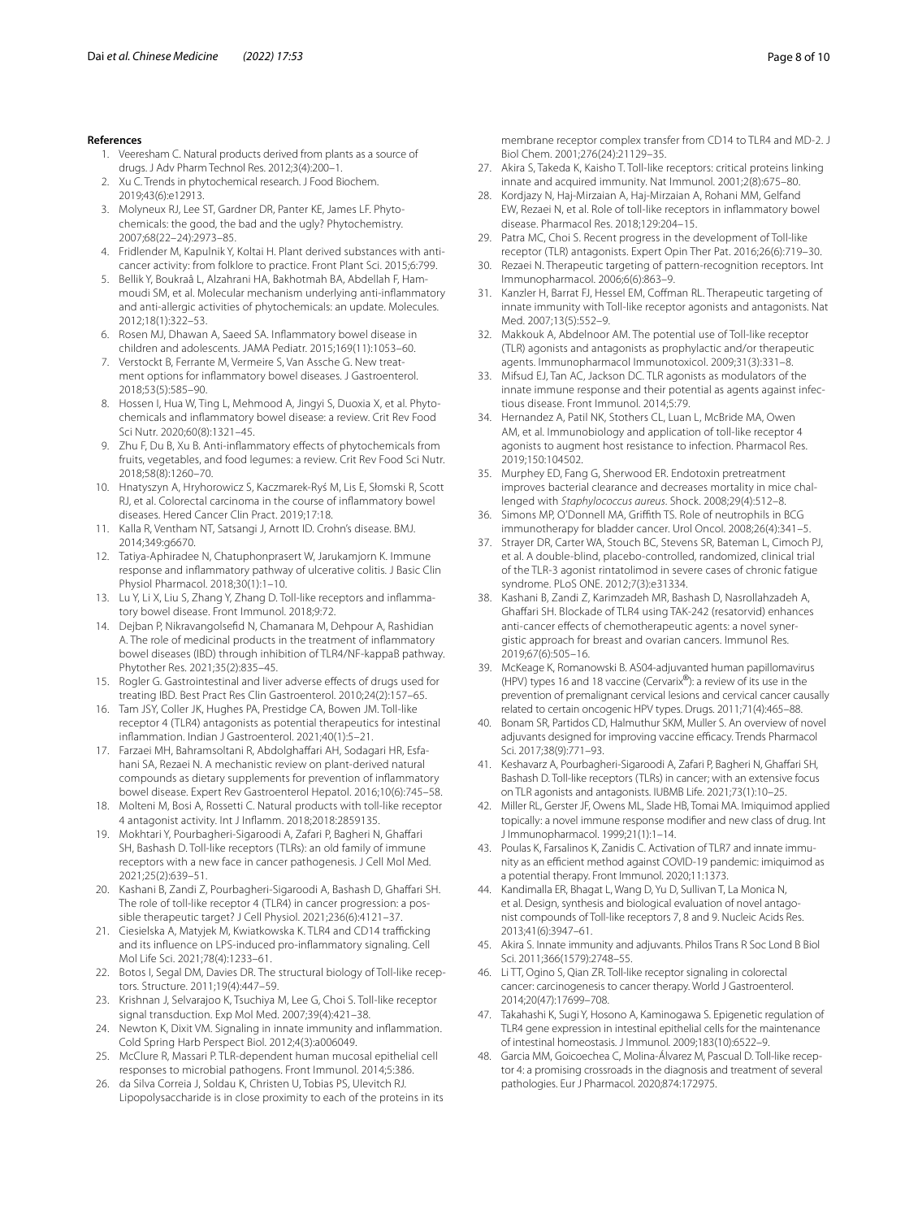## References

1. Veeresham C. Natural products derived from plants as a source of drugs. J Adv Pharm Technol Res. 2012;3(4):200–1.
2. Xu C. Trends in phytochemical research. J Food Biochem. 2019;43(6):e12913.
3. Molyneux RJ, Lee ST, Gardner DR, Panter KE, James LF. Phytochemicals: the good, the bad and the ugly? Phytochemistry. 2007;68(22–24):2973–85.
4. Fridlender M, Kapulnik Y, Koltai H. Plant derived substances with anti-cancer activity: from folklore to practice. Front Plant Sci. 2015;6:799.
5. Bellik Y, Boukraâ L, Alzahrani HA, Bakhotmah BA, Abdellah F, Hammoudi SM, et al. Molecular mechanism underlying anti-inflammatory and anti-allergic activities of phytochemicals: an update. Molecules. 2012;18(1):322–53.
6. Rosen MJ, Dhawan A, Saeed SA. Inflammatory bowel disease in children and adolescents. JAMA Pediatr. 2015;169(11):1053–60.
7. Verstockt B, Ferrante M, Vermeire S, Van Assche G. New treatment options for inflammatory bowel diseases. J Gastroenterol. 2018;53(5):585–90.
8. Hossen I, Hua W, Ting L, Mehmood A, Jingyi S, Duoxia X, et al. Phytochemicals and inflammatory bowel disease: a review. Crit Rev Food Sci Nutr. 2020;60(8):1321–45.
9. Zhu F, Du B, Xu B. Anti-inflammatory effects of phytochemicals from fruits, vegetables, and food legumes: a review. Crit Rev Food Sci Nutr. 2018;58(8):1260–70.
10. Hnatyszyn A, Hryhorowicz S, Kaczmarek-Ryś M, Lis E, Słomski R, Scott RJ, et al. Colorectal carcinoma in the course of inflammatory bowel diseases. Hered Cancer Clin Pract. 2019;17:18.
11. Kalla R, Ventham NT, Satsangi J, Arnott ID. Crohn's disease. BMJ. 2014;349:g6670.
12. Tatiya-Aphiradee N, Chatuphonprasert W, Jarukamjorn K. Immune response and inflammatory pathway of ulcerative colitis. J Basic Clin Physiol Pharmacol. 2018;30(1):1–10.
13. Lu Y, Li X, Liu S, Zhang Y, Zhang D. Toll-like receptors and inflammatory bowel disease. Front Immunol. 2018;9:72.
14. Dejban P, Nikravangolsefid N, Chamanara M, Dehpour A, Rashidian A. The role of medicinal products in the treatment of inflammatory bowel diseases (IBD) through inhibition of TLR4/NF-kappaB pathway. Phytother Res. 2021;35(2):835–45.
15. Rogler G. Gastrointestinal and liver adverse effects of drugs used for treating IBD. Best Pract Res Clin Gastroenterol. 2010;24(2):157–65.
16. Tam JSY, Coller JK, Hughes PA, Prestidge CA, Bowen JM. Toll-like receptor 4 (TLR4) antagonists as potential therapeutics for intestinal inflammation. Indian J Gastroenterol. 2021;40(1):5–21.
17. Farzaei MH, Bahramsoltani R, Abdolghaffari AH, Sodagari HR, Esfahani SA, Rezaei N. A mechanistic review on plant-derived natural compounds as dietary supplements for prevention of inflammatory bowel disease. Expert Rev Gastroenterol Hepatol. 2016;10(6):745–58.
18. Molteni M, Bosi A, Rossetti C. Natural products with toll-like receptor 4 antagonist activity. Int J Inflamm. 2018;2018:2859135.
19. Mokhtari Y, Pourbagheri-Sigaroodi A, Zafari P, Bagheri N, Ghaffari SH, Bashash D. Toll-like receptors (TLRs): an old family of immune receptors with a new face in cancer pathogenesis. J Cell Mol Med. 2021;25(2):639–51.
20. Kashani B, Zandi Z, Pourbagheri-Sigaroodi A, Bashash D, Ghaffari SH. The role of toll-like receptor 4 (TLR4) in cancer progression: a possible therapeutic target? J Cell Physiol. 2021;236(6):4121–37.
21. Ciesielska A, Matyjek M, Kwiatkowska K. TLR4 and CD14 trafficking and its influence on LPS-induced pro-inflammatory signaling. Cell Mol Life Sci. 2021;78(4):1233–61.
22. Botos I, Segal DM, Davies DR. The structural biology of Toll-like receptors. Structure. 2011;19(4):447–59.
23. Krishnan J, Selvarajoo K, Tsuchiya M, Lee G, Choi S. Toll-like receptor signal transduction. Exp Mol Med. 2007;39(4):421–38.
24. Newton K, Dixit VM. Signaling in innate immunity and inflammation. Cold Spring Harb Perspect Biol. 2012;4(3):a006049.
25. McClure R, Massari P. TLR-dependent human mucosal epithelial cell responses to microbial pathogens. Front Immunol. 2014;5:386.
26. da Silva Correia J, Soldau K, Christen U, Tobias PS, Ulevitch RJ. Lipopolysaccharide is in close proximity to each of the proteins in its membrane receptor complex transfer from CD14 to TLR4 and MD-2. J Biol Chem. 2001;276(24):21129–35.
27. Akira S, Takeda K, Kaisho T. Toll-like receptors: critical proteins linking innate and acquired immunity. Nat Immunol. 2001;2(8):675–80.
28. Kordjazy N, Haj-Mirzaian A, Haj-Mirzaian A, Rohani MM, Gelfand EW, Rezaei N, et al. Role of toll-like receptors in inflammatory bowel disease. Pharmacol Res. 2018;129:204–15.
29. Patra MC, Choi S. Recent progress in the development of Toll-like receptor (TLR) antagonists. Expert Opin Ther Pat. 2016;26(6):719–30.
30. Rezaei N. Therapeutic targeting of pattern-recognition receptors. Int Immunopharmacol. 2006;6(6):863–9.
31. Kanzler H, Barrat FJ, Hessel EM, Coffman RL. Therapeutic targeting of innate immunity with Toll-like receptor agonists and antagonists. Nat Med. 2007;13(5):552–9.
32. Makkouk A, Abdelnoor AM. The potential use of Toll-like receptor (TLR) agonists and antagonists as prophylactic and/or therapeutic agents. Immunopharmacol Immunotoxicol. 2009;31(3):331–8.
33. Mifsud EJ, Tan AC, Jackson DC. TLR agonists as modulators of the innate immune response and their potential as agents against infectious disease. Front Immunol. 2014;5:79.
34. Hernandez A, Patil NK, Stothers CL, Luan L, McBride MA, Owen AM, et al. Immunobiology and application of toll-like receptor 4 agonists to augment host resistance to infection. Pharmacol Res. 2019;150:104502.
35. Murphey ED, Fang G, Sherwood ER. Endotoxin pretreatment improves bacterial clearance and decreases mortality in mice challenged with *Staphylococcus aureus*. Shock. 2008;29(4):512–8.
36. Simons MP, O'Donnell MA, Griffith TS. Role of neutrophils in BCG immunotherapy for bladder cancer. Urol Oncol. 2008;26(4):341–5.
37. Strayer DR, Carter WA, Stouch BC, Stevens SR, Bateman L, Cimoch PJ, et al. A double-blind, placebo-controlled, randomized, clinical trial of the TLR-3 agonist rintatolimod in severe cases of chronic fatigue syndrome. PLoS ONE. 2012;7(3):e31334.
38. Kashani B, Zandi Z, Karimzadeh MR, Bashash D, Nasrollahzadeh A, Ghaffari SH. Blockade of TLR4 using TAK-242 (resatorvid) enhances anti-cancer effects of chemotherapeutic agents: a novel synergistic approach for breast and ovarian cancers. Immunol Res. 2019;67(6):505–16.
39. McKeage K, Romanowski B. AS04-adjuvanted human papillomavirus (HPV) types 16 and 18 vaccine (Cervarix®): a review of its use in the prevention of premalignant cervical lesions and cervical cancer causally related to certain oncogenic HPV types. Drugs. 2011;71(4):465–88.
40. Bonam SR, Partidos CD, Halmuthur SKM, Muller S. An overview of novel adjuvants designed for improving vaccine efficacy. Trends Pharmacol Sci. 2017;38(9):771–93.
41. Keshavarz A, Pourbagheri-Sigaroodi A, Zafari P, Bagheri N, Ghaffari SH, Bashash D. Toll-like receptors (TLRs) in cancer; with an extensive focus on TLR agonists and antagonists. IUBMB Life. 2021;73(1):10–25.
42. Miller RL, Gerster JF, Owens ML, Slade HB, Tomai MA. Imiquimod applied topically: a novel immune response modifier and new class of drug. Int J Immunopharmacol. 1999;21(1):1–14.
43. Poulas K, Farsalinos K, Zanidis C. Activation of TLR7 and innate immunity as an efficient method against COVID-19 pandemic: imiquimod as a potential therapy. Front Immunol. 2020;11:1373.
44. Kandimalla ER, Bhagat L, Wang D, Yu D, Sullivan T, La Monica N, et al. Design, synthesis and biological evaluation of novel antagonist compounds of Toll-like receptors 7, 8 and 9. Nucleic Acids Res. 2013;41(6):3947–61.
45. Akira S. Innate immunity and adjuvants. Philos Trans R Soc Lond B Biol Sci. 2011;366(1579):2748–55.
46. Li TT, Ogino S, Qian ZR. Toll-like receptor signaling in colorectal cancer: carcinogenesis to cancer therapy. World J Gastroenterol. 2014;20(47):17699–708.
47. Takahashi K, Sugi Y, Hosono A, Kaminogawa S. Epigenetic regulation of TLR4 gene expression in intestinal epithelial cells for the maintenance of intestinal homeostasis. J Immunol. 2009;183(10):6522–9.
48. Garcia MM, Goicoechea C, Molina-Álvarez M, Pascual D. Toll-like receptor 4: a promising crossroads in the diagnosis and treatment of several pathologies. Eur J Pharmacol. 2020;874:172975.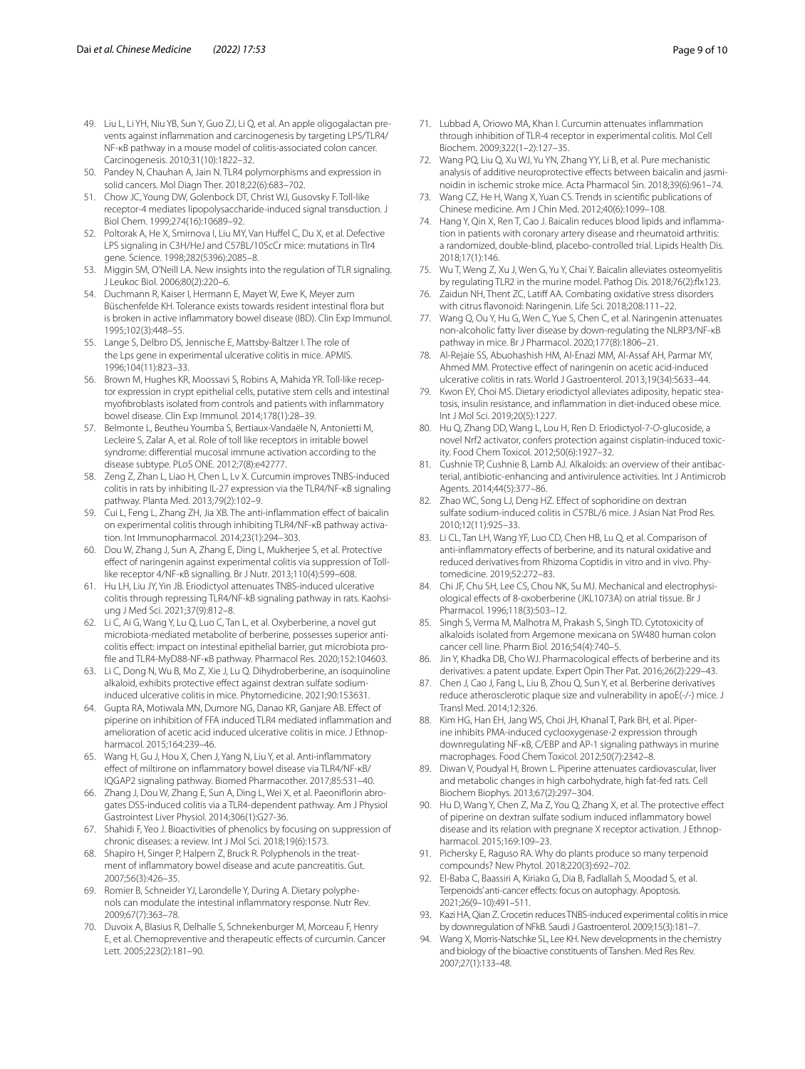49. Liu L, Li YH, Niu YB, Sun Y, Guo ZJ, Li Q, et al. An apple oligogalactan prevents against inflammation and carcinogenesis by targeting LPS/TLR4/NF-κB pathway in a mouse model of colitis-associated colon cancer. Carcinogenesis. 2010;31(10):1822–32.
50. Pandey N, Chauhan A, Jain N. TLR4 polymorphisms and expression in solid cancers. Mol Diagn Ther. 2018;22(6):683–702.
51. Chow JC, Young DW, Golenbock DT, Christ WJ, Gusovsky F. Toll-like receptor-4 mediates lipopolysaccharide-induced signal transduction. J Biol Chem. 1999;274(16):10689–92.
52. Poltorak A, He X, Smirnova I, Liu MY, Van Huffel C, Du X, et al. Defective LPS signaling in C3H/HeJ and C57BL/10ScCr mice: mutations in Tlr4 gene. Science. 1998;282(5396):2085–8.
53. Miggin SM, O'Neill LA. New insights into the regulation of TLR signaling. J Leukoc Biol. 2006;80(2):220–6.
54. Duchmann R, Kaiser I, Hermann E, Mayet W, Ewe K, Meyer zum Büschenfelde KH. Tolerance exists towards resident intestinal flora but is broken in active inflammatory bowel disease (IBD). Clin Exp Immunol. 1995;102(3):448–55.
55. Lange S, Delbro DS, Jennische E, Mattsby-Baltzer I. The role of the Lps gene in experimental ulcerative colitis in mice. APMIS. 1996;104(11):823–33.
56. Brown M, Hughes KR, Moossavi S, Robins A, Mahida YR. Toll-like receptor expression in crypt epithelial cells, putative stem cells and intestinal myofibroblasts isolated from controls and patients with inflammatory bowel disease. Clin Exp Immunol. 2014;178(1):28–39.
57. Belmonte L, Beutheu Youmba S, Bertiaux-Vandaële N, Antonietti M, Lecleire S, Zalar A, et al. Role of toll like receptors in irritable bowel syndrome: differential mucosal immune activation according to the disease subtype. PLoS ONE. 2012;7(8):e42777.
58. Zeng Z, Zhan L, Liao H, Chen L, Lv X. Curcumin improves TNBS-induced colitis in rats by inhibiting IL-27 expression via the TLR4/NF-κB signaling pathway. Planta Med. 2013;79(2):102–9.
59. Cui L, Feng L, Zhang ZH, Jia XB. The anti-inflammation effect of baicalin on experimental colitis through inhibiting TLR4/NF-κB pathway activation. Int Immunopharmacol. 2014;23(1):294–303.
60. Dou W, Zhang J, Sun A, Zhang E, Ding L, Mukherjee S, et al. Protective effect of naringenin against experimental colitis via suppression of Toll-like receptor 4/NF-κB signalling. Br J Nutr. 2013;110(4):599–608.
61. Hu LH, Liu JY, Yin JB. Eriodictyol attenuates TNBS-induced ulcerative colitis through repressing TLR4/NF-kB signaling pathway in rats. Kaohsiung J Med Sci. 2021;37(9):812–8.
62. Li C, Ai G, Wang Y, Lu Q, Luo C, Tan L, et al. Oxyberberine, a novel gut microbiota-mediated metabolite of berberine, possesses superior anti-colitis effect: impact on intestinal epithelial barrier, gut microbiota profile and TLR4-MyD88-NF-κB pathway. Pharmacol Res. 2020;152:104603.
63. Li C, Dong N, Wu B, Mo Z, Xie J, Lu Q. Dihydroberberine, an isoquinoline alkaloid, exhibits protective effect against dextran sulfate sodium-induced ulcerative colitis in mice. Phytomedicine. 2021;90:153631.
64. Gupta RA, Motiwala MN, Dumore NG, Danao KR, Ganjare AB. Effect of piperine on inhibition of FFA induced TLR4 mediated inflammation and amelioration of acetic acid induced ulcerative colitis in mice. J Ethnopharmacol. 2015;164:239–46.
65. Wang H, Gu J, Hou X, Chen J, Yang N, Liu Y, et al. Anti-inflammatory effect of miltirone on inflammatory bowel disease via TLR4/NF-κB/IQGAP2 signaling pathway. Biomed Pharmacother. 2017;85:531–40.
66. Zhang J, Dou W, Zhang E, Sun A, Ding L, Wei X, et al. Paeoniflorin abrogates DSS-induced colitis via a TLR4-dependent pathway. Am J Physiol Gastrointest Liver Physiol. 2014;306(1):G27-36.
67. Shahidi F, Yeo J. Bioactivities of phenolics by focusing on suppression of chronic diseases: a review. Int J Mol Sci. 2018;19(6):1573.
68. Shapiro H, Singer P, Halpern Z, Bruck R. Polyphenols in the treatment of inflammatory bowel disease and acute pancreatitis. Gut. 2007;56(3):426–35.
69. Romier B, Schneider YJ, Larondelle Y, During A. Dietary polyphenols can modulate the intestinal inflammatory response. Nutr Rev. 2009;67(7):363–78.
70. Duvoix A, Blasius R, Delhalle S, Schnekenburger M, Morceau F, Henry E, et al. Chemopreventive and therapeutic effects of curcumin. Cancer Lett. 2005;223(2):181–90.
71. Lubbad A, Oriowo MA, Khan I. Curcumin attenuates inflammation through inhibition of TLR-4 receptor in experimental colitis. Mol Cell Biochem. 2009;322(1–2):127–35.
72. Wang PQ, Liu Q, Xu WJ, Yu YN, Zhang YY, Li B, et al. Pure mechanistic analysis of additive neuroprotective effects between baicalin and jasminoidin in ischemic stroke mice. Acta Pharmacol Sin. 2018;39(6):961–74.
73. Wang CZ, He H, Wang X, Yuan CS. Trends in scientific publications of Chinese medicine. Am J Chin Med. 2012;40(6):1099–108.
74. Hang Y, Qin X, Ren T, Cao J. Baicalin reduces blood lipids and inflammation in patients with coronary artery disease and rheumatoid arthritis: a randomized, double-blind, placebo-controlled trial. Lipids Health Dis. 2018;17(1):146.
75. Wu T, Weng Z, Xu J, Wen G, Yu Y, Chai Y. Baicalin alleviates osteomyelitis by regulating TLR2 in the murine model. Pathog Dis. 2018;76(2):fty123.
76. Zaidun NH, Thent ZC, Latiff AA. Combating oxidative stress disorders with citrus flavonoid: Naringenin. Life Sci. 2018;208:111–22.
77. Wang Q, Ou Y, Hu G, Wen C, Yue S, Chen C, et al. Naringenin attenuates non-alcoholic fatty liver disease by down-regulating the NLRP3/NF-κB pathway in mice. Br J Pharmacol. 2020;177(8):1806–21.
78. Al-Rejaie SS, Abuohashish HM, Al-Enazi MM, Al-Assaf AH, Parmar MY, Ahmed MM. Protective effect of naringenin on acetic acid-induced ulcerative colitis in rats. World J Gastroenterol. 2013;19(34):5633–44.
79. Kwon EY, Choi MS. Dietary eriodictyol alleviates adiposity, hepatic steatosis, insulin resistance, and inflammation in diet-induced obese mice. Int J Mol Sci. 2019;20(5):1227.
80. Hu Q, Zhang DD, Wang L, Lou H, Ren D. Eriodictyol-7-*O*-glucoside, a novel Nrf2 activator, confers protection against cisplatin-induced toxicity. Food Chem Toxicol. 2012;50(6):1927–32.
81. Cushnie TP, Cushnie B, Lamb AJ. Alkaloids: an overview of their antibacterial, antibiotic-enhancing and antivirulence activities. Int J Antimicrob Agents. 2014;44(5):377–86.
82. Zhao WC, Song LJ, Deng HZ. Effect of sophoridine on dextran sulfate sodium-induced colitis in C57BL/6 mice. J Asian Nat Prod Res. 2010;12(11):925–33.
83. Li CL, Tan LH, Wang YF, Luo CD, Chen HB, Lu Q, et al. Comparison of anti-inflammatory effects of berberine, and its natural oxidative and reduced derivatives from Rhizoma Coptidis in vitro and in vivo. Phytomedicine. 2019;52:272–83.
84. Chi JF, Chu SH, Lee CS, Chou NK, Su MJ. Mechanical and electrophysiological effects of 8-oxoberberine (JKL1073A) on atrial tissue. Br J Pharmacol. 1996;118(3):503–12.
85. Singh S, Verma M, Malhotra M, Prakash S, Singh TD. Cytotoxicity of alkaloids isolated from Argemone mexicana on SW480 human colon cancer cell line. Pharm Biol. 2016;54(4):740–5.
86. Jin Y, Khadka DB, Cho WJ. Pharmacological effects of berberine and its derivatives: a patent update. Expert Opin Ther Pat. 2016;26(2):229–43.
87. Chen J, Cao J, Fang L, Liu B, Zhou Q, Sun Y, et al. Berberine derivatives reduce atherosclerotic plaque size and vulnerability in apoE(-/-) mice. J Transl Med. 2014;12:326.
88. Kim HG, Han EH, Jang WS, Choi JH, Khanal T, Park BH, et al. Piperine inhibits PMA-induced cyclooxygenase-2 expression through downregulating NF-κB, C/EBP and AP-1 signaling pathways in murine macrophages. Food Chem Toxicol. 2012;50(7):2342–8.
89. Diwan V, Poudyal H, Brown L. Piperine attenuates cardiovascular, liver and metabolic changes in high carbohydrate, high fat-fed rats. Cell Biochem Biophys. 2013;67(2):297–304.
90. Hu D, Wang Y, Chen Z, Ma Z, You Q, Zhang X, et al. The protective effect of piperine on dextran sulfate sodium induced inflammatory bowel disease and its relation with pregnane X receptor activation. J Ethnopharmacol. 2015;169:109–23.
91. Pichersky E, Raguso RA. Why do plants produce so many terpenoid compounds? New Phytol. 2018;220(3):692–702.
92. El-Baba C, Baassiri A, Kiriako G, Dia B, Fadlallah S, Moodad S, et al. Terpenoids' anti-cancer effects: focus on autophagy. Apoptosis. 2021;26(9–10):491–511.
93. Kazi HA, Qian Z. Crocetin reduces TNBS-induced experimental colitis in mice by downregulation of NFkB. Saudi J Gastroenterol. 2009;15(3):181–7.
94. Wang X, Morris-Natschke SL, Lee KH. New developments in the chemistry and biology of the bioactive constituents of Tanshen. Med Res Rev. 2007;27(1):133–48.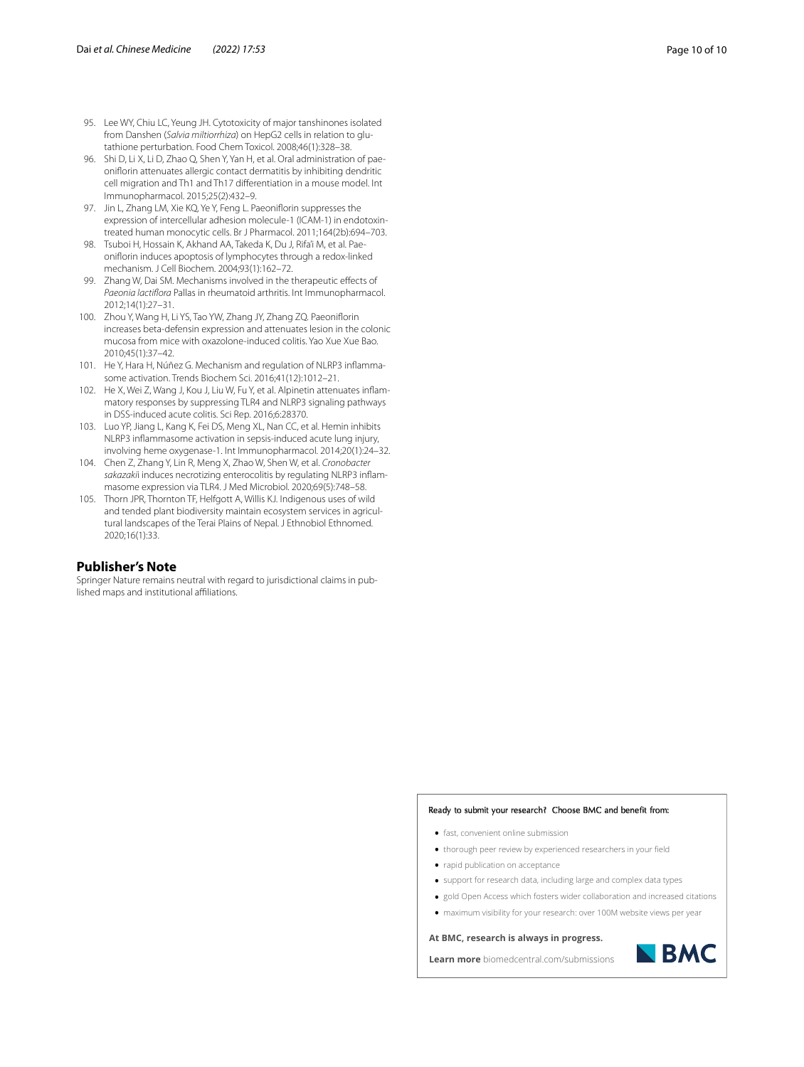95. Lee WY, Chiu LC, Yeung JH. Cytotoxicity of major tanshinones isolated from Danshen (*Salvia miltiorrhiza*) on HepG2 cells in relation to glutathione perturbation. Food Chem Toxicol. 2008;46(1):328–38.
96. Shi D, Li X, Li D, Zhao Q, Shen Y, Yan H, et al. Oral administration of paeoniflorin attenuates allergic contact dermatitis by inhibiting dendritic cell migration and Th1 and Th17 differentiation in a mouse model. Int Immunopharmacol. 2015;25(2):432–9.
97. Jin L, Zhang LM, Xie KQ, Ye Y, Feng L. Paeoniflorin suppresses the expression of intercellular adhesion molecule-1 (ICAM-1) in endotoxin-treated human monocytic cells. Br J Pharmacol. 2011;164(2b):694–703.
98. Tsuboi H, Hossain K, Akhand AA, Takeda K, Du J, Rifa'i M, et al. Paeoniflorin induces apoptosis of lymphocytes through a redox-linked mechanism. J Cell Biochem. 2004;93(1):162–72.
99. Zhang W, Dai SM. Mechanisms involved in the therapeutic effects of *Paeonia lactiflora* Pallas in rheumatoid arthritis. Int Immunopharmacol. 2012;14(1):27–31.
100. Zhou Y, Wang H, Li YS, Tao YW, Zhang JY, Zhang ZQ. Paeoniflorin increases beta-defensin expression and attenuates lesion in the colonic mucosa from mice with oxazolone-induced colitis. Yao Xue Xue Bao. 2010;45(1):37–42.
101. He Y, Hara H, Núñez G. Mechanism and regulation of NLRP3 inflammasome activation. Trends Biochem Sci. 2016;41(12):1012–21.
102. He X, Wei Z, Wang J, Kou J, Liu W, Fu Y, et al. Alpinetin attenuates inflammatory responses by suppressing TLR4 and NLRP3 signaling pathways in DSS-induced acute colitis. Sci Rep. 2016;6:28370.
103. Luo YP, Jiang L, Kang K, Fei DS, Meng XL, Nan CC, et al. Hemin inhibits NLRP3 inflammasome activation in sepsis-induced acute lung injury, involving heme oxygenase-1. Int Immunopharmacol. 2014;20(1):24–32.
104. Chen Z, Zhang Y, Lin R, Meng X, Zhao W, Shen W, et al. *Cronobacter sakazakii* induces necrotizing enterocolitis by regulating NLRP3 inflammasome expression via TLR4. J Med Microbiol. 2020;69(5):748–58.
105. Thorn JPR, Thornton TF, Helfgott A, Willis KJ. Indigenous uses of wild and tended plant biodiversity maintain ecosystem services in agricultural landscapes of the Terai Plains of Nepal. J Ethnobiol Ethnomed. 2020;16(1):33.

## Publisher's Note

Springer Nature remains neutral with regard to jurisdictional claims in published maps and institutional affiliations.

Ready to submit your research? Choose BMC and benefit from:

- fast, convenient online submission
- thorough peer review by experienced researchers in your field
- rapid publication on acceptance
- support for research data, including large and complex data types
- gold Open Access which fosters wider collaboration and increased citations
- maximum visibility for your research: over 100M website views per year

**At BMC, research is always in progress.**

**Learn more** biomedcentral.com/submissions

BMC